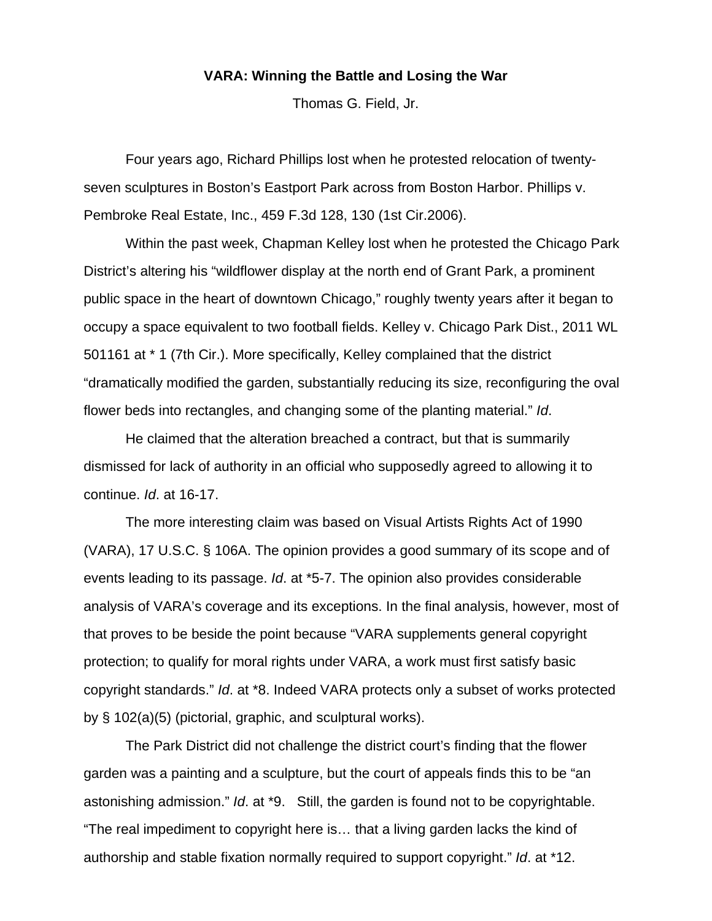**VARA: Winning the Battle and Losing the War**

Thomas G. Field, Jr.

Four years ago, Richard Phillips lost when he protested relocation of twenty-seven sculptures in Boston's Eastport Park across from Boston Harbor. Phillips v. Pembroke Real Estate, Inc., 459 F.3d 128, 130 (1st Cir.2006).

Within the past week, Chapman Kelley lost when he protested the Chicago Park District's altering his "wildflower display at the north end of Grant Park, a prominent public space in the heart of downtown Chicago," roughly twenty years after it began to occupy a space equivalent to two football fields. Kelley v. Chicago Park Dist., 2011 WL 501161 at * 1 (7th Cir.). More specifically, Kelley complained that the district "dramatically modified the garden, substantially reducing its size, reconfiguring the oval flower beds into rectangles, and changing some of the planting material." *Id*.

He claimed that the alteration breached a contract, but that is summarily dismissed for lack of authority in an official who supposedly agreed to allowing it to continue. *Id*. at 16-17.

The more interesting claim was based on Visual Artists Rights Act of 1990 (VARA), 17 U.S.C. § 106A. The opinion provides a good summary of its scope and of events leading to its passage. *Id*. at *5-7. The opinion also provides considerable analysis of VARA's coverage and its exceptions. In the final analysis, however, most of that proves to be beside the point because "VARA supplements general copyright protection; to qualify for moral rights under VARA, a work must first satisfy basic copyright standards." *Id*. at *8. Indeed VARA protects only a subset of works protected by § 102(a)(5) (pictorial, graphic, and sculptural works).

The Park District did not challenge the district court's finding that the flower garden was a painting and a sculpture, but the court of appeals finds this to be "an astonishing admission." *Id*. at *9. Still, the garden is found not to be copyrightable. "The real impediment to copyright here is… that a living garden lacks the kind of authorship and stable fixation normally required to support copyright." *Id*. at *12.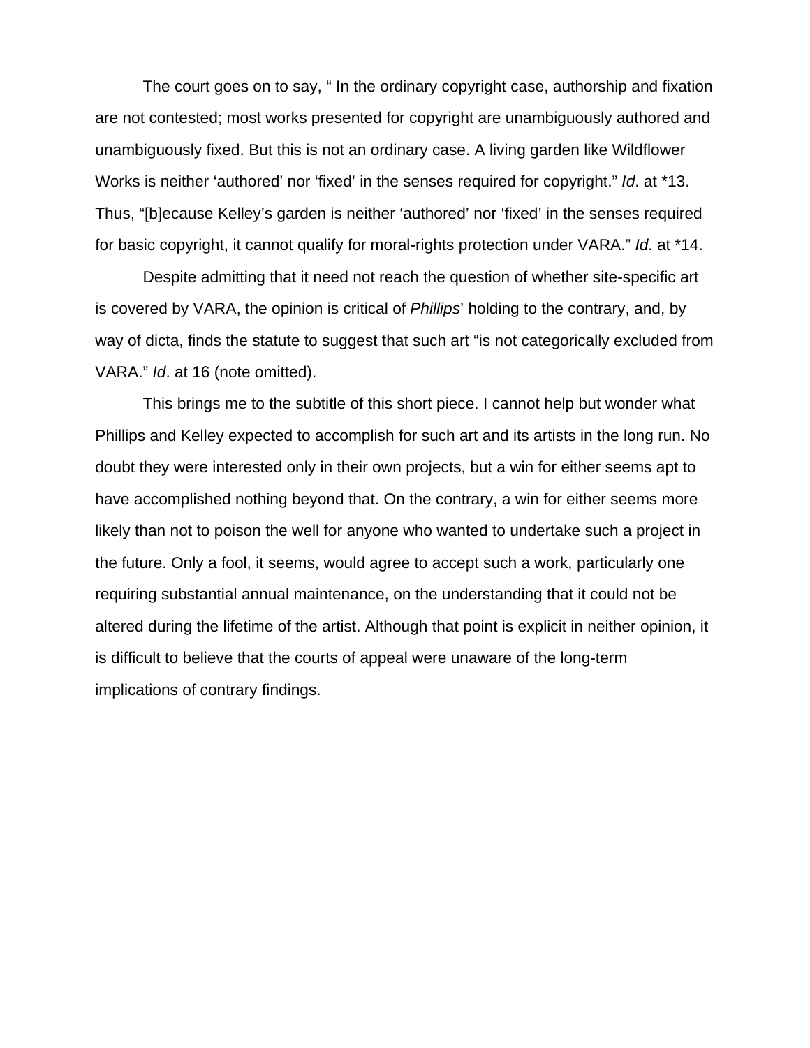The court goes on to say, " In the ordinary copyright case, authorship and fixation are not contested; most works presented for copyright are unambiguously authored and unambiguously fixed. But this is not an ordinary case. A living garden like Wildflower Works is neither 'authored' nor 'fixed' in the senses required for copyright." *Id*. at *13. Thus, "[b]ecause Kelley's garden is neither 'authored' nor 'fixed' in the senses required for basic copyright, it cannot qualify for moral-rights protection under VARA." *Id*. at *14.

Despite admitting that it need not reach the question of whether site-specific art is covered by VARA, the opinion is critical of *Phillips*' holding to the contrary, and, by way of dicta, finds the statute to suggest that such art "is not categorically excluded from VARA." *Id*. at 16 (note omitted).

This brings me to the subtitle of this short piece. I cannot help but wonder what Phillips and Kelley expected to accomplish for such art and its artists in the long run. No doubt they were interested only in their own projects, but a win for either seems apt to have accomplished nothing beyond that. On the contrary, a win for either seems more likely than not to poison the well for anyone who wanted to undertake such a project in the future. Only a fool, it seems, would agree to accept such a work, particularly one requiring substantial annual maintenance, on the understanding that it could not be altered during the lifetime of the artist. Although that point is explicit in neither opinion, it is difficult to believe that the courts of appeal were unaware of the long-term implications of contrary findings.